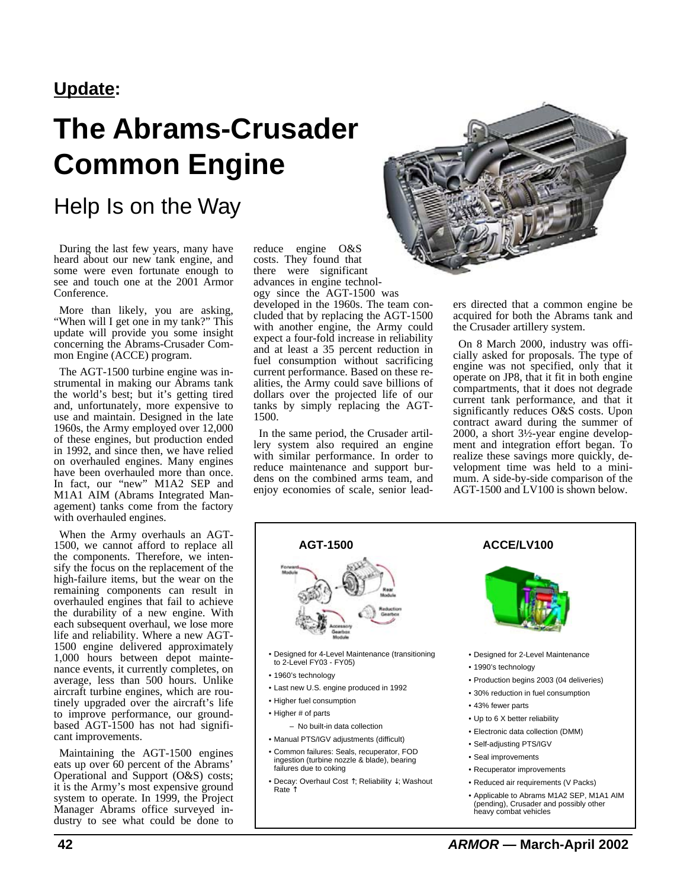**Update:**

# The Abrams-Crusader Common Engine

## Help Is on the Way

During the last few years, many have heard about our new tank engine, and some were even fortunate enough to see and touch one at the 2001 Armor Conference.

More than likely, you are asking, "When will I get one in my tank?" This update will provide you some insight concerning the Abrams-Crusader Common Engine (ACCE) program.

The AGT-1500 turbine engine was instrumental in making our Abrams tank the world's best; but it's getting tired and, unfortunately, more expensive to use and maintain. Designed in the late 1960s, the Army employed over 12,000 of these engines, but production ended in 1992, and since then, we have relied on overhauled engines. Many engines have been overhauled more than once. In fact, our "new" M1A2 SEP and M1A1 AIM (Abrams Integrated Management) tanks come from the factory with overhauled engines.

When the Army overhauls an AGT-1500, we cannot afford to replace all the components. Therefore, we intensify the focus on the replacement of the high-failure items, but the wear on the remaining components can result in overhauled engines that fail to achieve the durability of a new engine. With each subsequent overhaul, we lose more life and reliability. Where a new AGT-1500 engine delivered approximately 1,000 hours between depot maintenance events, it currently completes, on average, less than 500 hours. Unlike aircraft turbine engines, which are routinely upgraded over the aircraft's life to improve performance, our ground-based AGT-1500 has not had significant improvements.

Maintaining the AGT-1500 engines eats up over 60 percent of the Abrams' Operational and Support (O&S) costs; it is the Army's most expensive ground system to operate. In 1999, the Project Manager Abrams office surveyed industry to see what could be done to reduce engine O&S costs. They found that there were significant advances in engine technology since the AGT-1500 was developed in the 1960s. The team concluded that by replacing the AGT-1500 with another engine, the Army could expect a four-fold increase in reliability and at least a 35 percent reduction in fuel consumption without sacrificing current performance. Based on these realities, the Army could save billions of dollars over the projected life of our tanks by simply replacing the AGT-1500.

In the same period, the Crusader artillery system also required an engine with similar performance. In order to reduce maintenance and support burdens on the combined arms team, and enjoy economies of scale, senior leaders directed that a common engine be acquired for both the Abrams tank and the Crusader artillery system.

On 8 March 2000, industry was officially asked for proposals. The type of engine was not specified, only that it operate on JP8, that it fit in both engine compartments, that it does not degrade current tank performance, and that it significantly reduces O&S costs. Upon contract award during the summer of 2000, a short 3½-year engine development and integration effort began. To realize these savings more quickly, development time was held to a minimum. A side-by-side comparison of the AGT-1500 and LV100 is shown below.

**AGT-1500**

- Designed for 4-Level Maintenance (transitioning to 2-Level FY03 - FY05)
- 1960's technology
- Last new U.S. engine produced in 1992
- Higher fuel consumption
- Higher # of parts
  - No built-in data collection
- Manual PTS/IGV adjustments (difficult)
- Common failures: Seals, recuperator, FOD ingestion (turbine nozzle & blade), bearing failures due to coking
- Decay: Overhaul Cost ↑; Reliability ↓; Washout Rate ↑

**ACCE/LV100**

- Designed for 2-Level Maintenance
- 1990's technology
- Production begins 2003 (04 deliveries)
- 30% reduction in fuel consumption
- 43% fewer parts
- Up to 6 X better reliability
- Electronic data collection (DMM)
- Self-adjusting PTS/IGV
- Seal improvements
- Recuperator improvements
- Reduced air requirements (V Packs)
- Applicable to Abrams M1A2 SEP, M1A1 AIM (pending), Crusader and possibly other heavy combat vehicles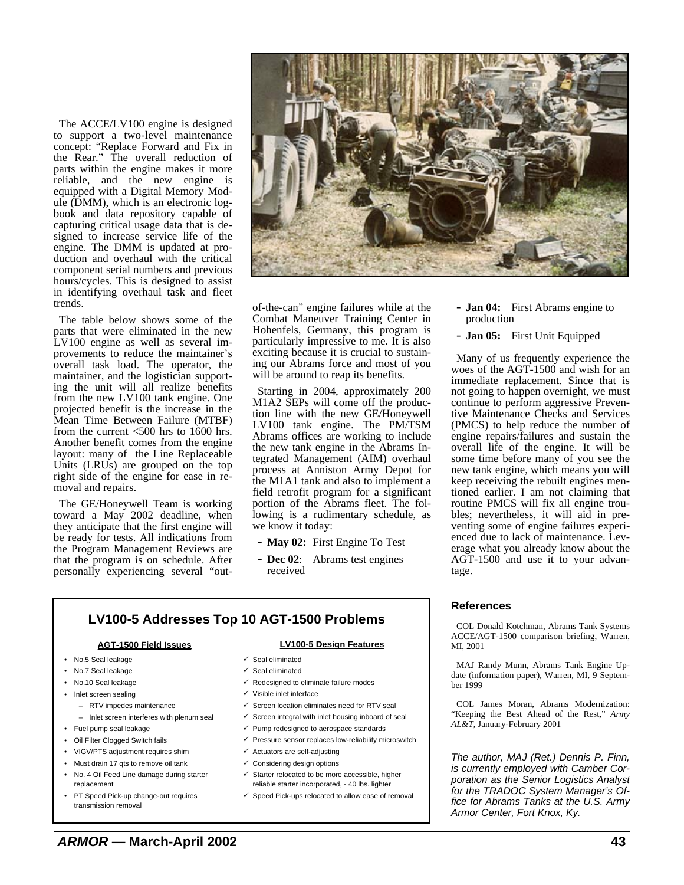The ACCE/LV100 engine is designed to support a two-level maintenance concept: "Replace Forward and Fix in the Rear." The overall reduction of parts within the engine makes it more reliable, and the new engine is equipped with a Digital Memory Module (DMM), which is an electronic logbook and data repository capable of capturing critical usage data that is designed to increase service life of the engine. The DMM is updated at production and overhaul with the critical component serial numbers and previous hours/cycles. This is designed to assist in identifying overhaul task and fleet trends.

The table below shows some of the parts that were eliminated in the new LV100 engine as well as several improvements to reduce the maintainer's overall task load. The operator, the maintainer, and the logistician supporting the unit will all realize benefits from the new LV100 tank engine. One projected benefit is the increase in the Mean Time Between Failure (MTBF) from the current <500 hrs to 1600 hrs. Another benefit comes from the engine layout: many of the Line Replaceable Units (LRUs) are grouped on the top right side of the engine for ease in removal and repairs.

The GE/Honeywell Team is working toward a May 2002 deadline, when they anticipate that the first engine will be ready for tests. All indications from the Program Management Reviews are that the program is on schedule. After personally experiencing several "out-of-the-can" engine failures while at the Combat Maneuver Training Center in Hohenfels, Germany, this program is particularly impressive to me. It is also exciting because it is crucial to sustaining our Abrams force and most of you will be around to reap its benefits.

Starting in 2004, approximately 200 M1A2 SEPs will come off the production line with the new GE/Honeywell LV100 tank engine. The PM/TSM Abrams offices are working to include the new tank engine in the Abrams Integrated Management (AIM) overhaul process at Anniston Army Depot for the M1A1 tank and also to implement a field retrofit program for a significant portion of the Abrams fleet. The following is a rudimentary schedule, as we know it today:

- **May 02:** First Engine To Test
- **Dec 02**: Abrams test engines received
- **Jan 04:** First Abrams engine to production
- **Jan 05:** First Unit Equipped

Many of us frequently experience the woes of the AGT-1500 and wish for an immediate replacement. Since that is not going to happen overnight, we must continue to perform aggressive Preventive Maintenance Checks and Services (PMCS) to help reduce the number of engine repairs/failures and sustain the overall life of the engine. It will be some time before many of you see the new tank engine, which means you will keep receiving the rebuilt engines mentioned earlier. I am not claiming that routine PMCS will fix all engine troubles; nevertheless, it will aid in preventing some of engine failures experienced due to lack of maintenance. Leverage what you already know about the AGT-1500 and use it to your advantage.

## LV100-5 Addresses Top 10 AGT-1500 Problems

| AGT-1500 Field Issues | LV100-5 Design Features |
|---|---|
| No.5 Seal leakage | ✓ Seal eliminated |
| No.7 Seal leakage | ✓ Seal eliminated |
| No.10 Seal leakage | ✓ Redesigned to eliminate failure modes |
| Inlet screen sealing | ✓ Visible inlet interface |
| – RTV impedes maintenance | ✓ Screen location eliminates need for RTV seal |
| – Inlet screen interferes with plenum seal | ✓ Screen integral with inlet housing inboard of seal |
| Fuel pump seal leakage | ✓ Pump redesigned to aerospace standards |
| Oil Filter Clogged Switch fails | ✓ Pressure sensor replaces low-reliability microswitch |
| VIGV/PTS adjustment requires shim | ✓ Actuators are self-adjusting |
| Must drain 17 qts to remove oil tank | ✓ Considering design options |
| No. 4 Oil Feed Line damage during starter replacement | ✓ Starter relocated to be more accessible, higher reliable starter incorporated, - 40 lbs. lighter |
| PT Speed Pick-up change-out requires transmission removal | ✓ Speed Pick-ups relocated to allow ease of removal |

### References

COL Donald Kotchman, Abrams Tank Systems ACCE/AGT-1500 comparison briefing, Warren, MI, 2001

MAJ Randy Munn, Abrams Tank Engine Update (information paper), Warren, MI, 9 September 1999

COL James Moran, Abrams Modernization: "Keeping the Best Ahead of the Rest," *Army AL&T*, January-February 2001

*The author, MAJ (Ret.) Dennis P. Finn, is currently employed with Camber Corporation as the Senior Logistics Analyst for the TRADOC System Manager's Office for Abrams Tanks at the U.S. Army Armor Center, Fort Knox, Ky.*